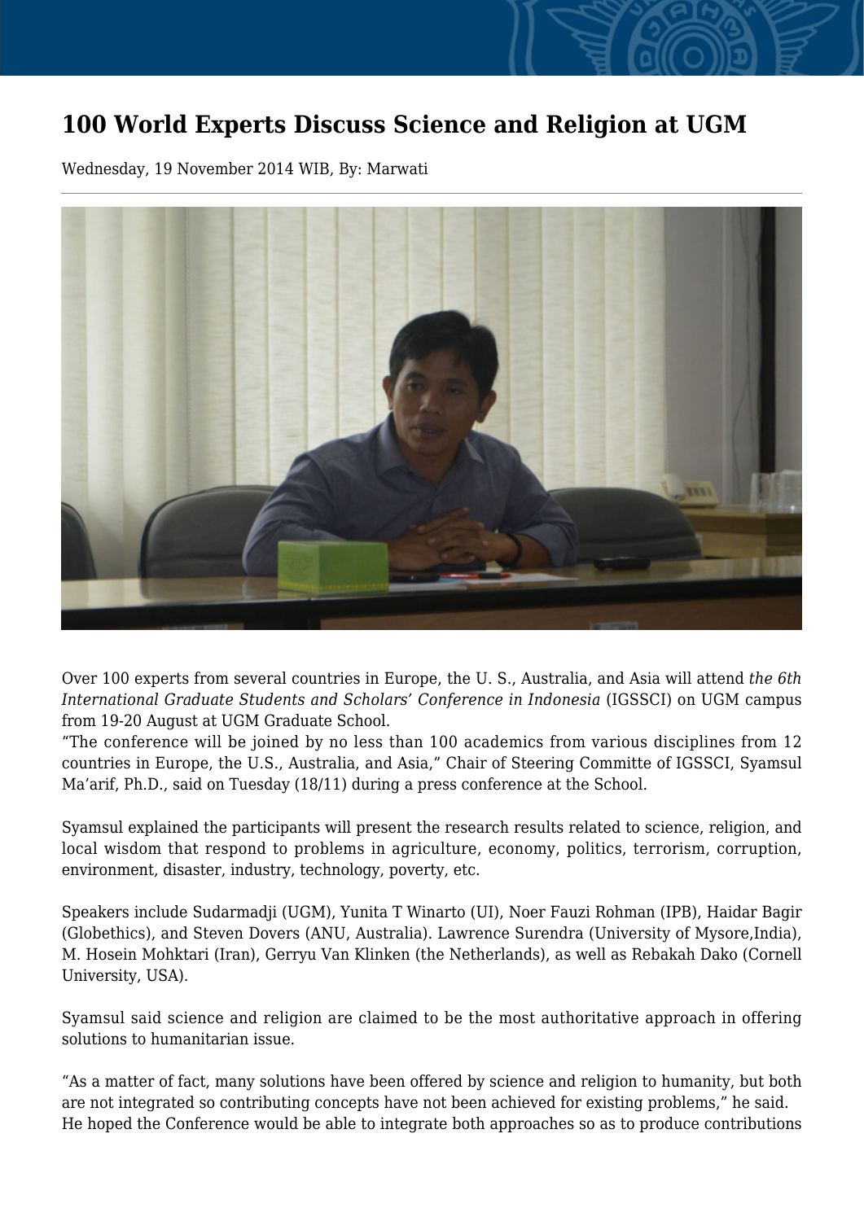# 100 World Experts Discuss Science and Religion at UGM

Wednesday, 19 November 2014 WIB, By: Marwati

Over 100 experts from several countries in Europe, the U. S., Australia, and Asia will attend *the 6th International Graduate Students and Scholars' Conference in Indonesia* (IGSSCI) on UGM campus from 19-20 August at UGM Graduate School.

"The conference will be joined by no less than 100 academics from various disciplines from 12 countries in Europe, the U.S., Australia, and Asia," Chair of Steering Committe of IGSSCI, Syamsul Ma'arif, Ph.D., said on Tuesday (18/11) during a press conference at the School.

Syamsul explained the participants will present the research results related to science, religion, and local wisdom that respond to problems in agriculture, economy, politics, terrorism, corruption, environment, disaster, industry, technology, poverty, etc.

Speakers include Sudarmadji (UGM), Yunita T Winarto (UI), Noer Fauzi Rohman (IPB), Haidar Bagir (Globethics), and Steven Dovers (ANU, Australia). Lawrence Surendra (University of Mysore,India), M. Hosein Mohktari (Iran), Gerryu Van Klinken (the Netherlands), as well as Rebakah Dako (Cornell University, USA).

Syamsul said science and religion are claimed to be the most authoritative approach in offering solutions to humanitarian issue.

"As a matter of fact, many solutions have been offered by science and religion to humanity, but both are not integrated so contributing concepts have not been achieved for existing problems," he said.

He hoped the Conference would be able to integrate both approaches so as to produce contributions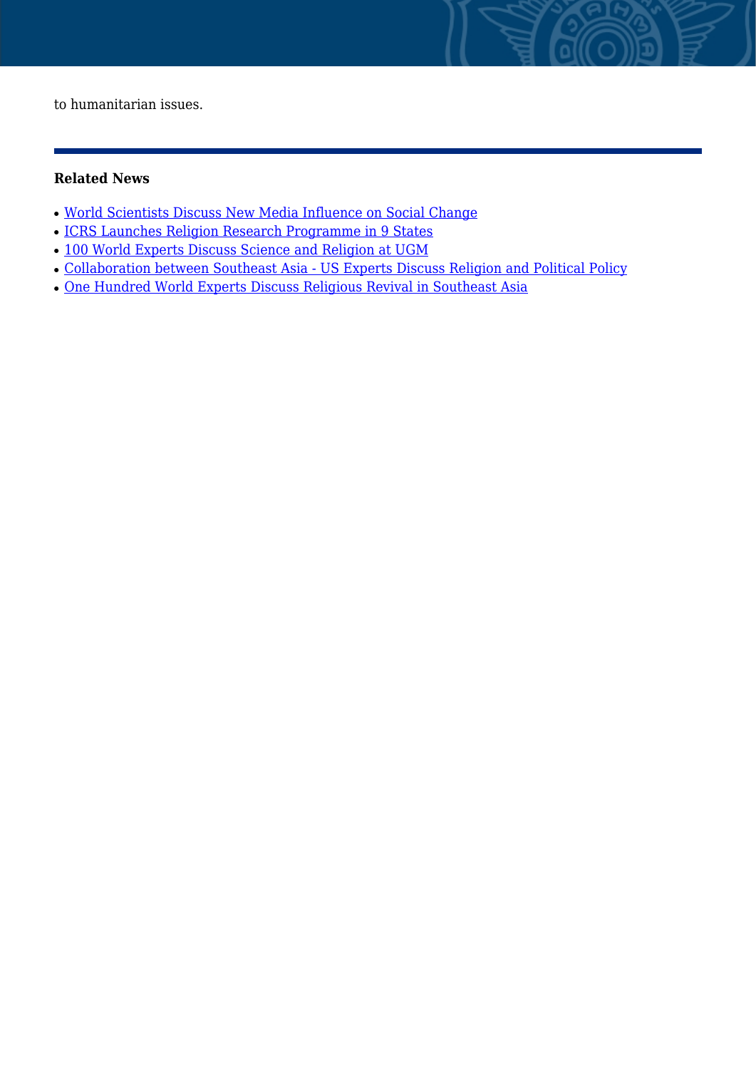to humanitarian issues.

---

### Related News

- World Scientists Discuss New Media Influence on Social Change
- ICRS Launches Religion Research Programme in 9 States
- 100 World Experts Discuss Science and Religion at UGM
- Collaboration between Southeast Asia - US Experts Discuss Religion and Political Policy
- One Hundred World Experts Discuss Religious Revival in Southeast Asia